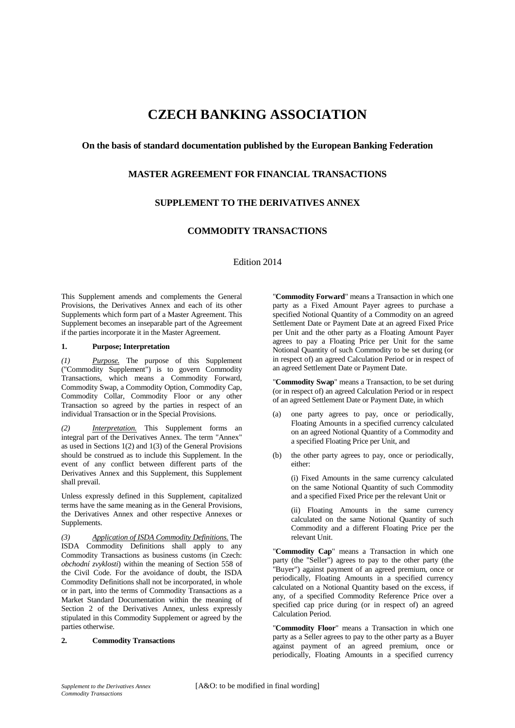# CZECH BANKING ASSOCIATION

### On the basis of standard documentation published by the European Banking Federation

### MASTER AGREEMENT FOR FINANCIAL TRANSACTIONS

### SUPPLEMENT TO THE DERIVATIVES ANNEX

### COMMODITY TRANSACTIONS

Edition 2014

This Supplement amends and complements the General Provisions, the Derivatives Annex and each of its other Supplements which form part of a Master Agreement. This Supplement becomes an inseparable part of the Agreement if the parties incorporate it in the Master Agreement.

**1. Purpose; Interpretation**

*(1) Purpose.* The purpose of this Supplement ("Commodity Supplement") is to govern Commodity Transactions, which means a Commodity Forward, Commodity Swap, a Commodity Option, Commodity Cap, Commodity Collar, Commodity Floor or any other Transaction so agreed by the parties in respect of an individual Transaction or in the Special Provisions.

*(2) Interpretation.* This Supplement forms an integral part of the Derivatives Annex. The term "Annex" as used in Sections 1(2) and 1(3) of the General Provisions should be construed as to include this Supplement. In the event of any conflict between different parts of the Derivatives Annex and this Supplement, this Supplement shall prevail.

Unless expressly defined in this Supplement, capitalized terms have the same meaning as in the General Provisions, the Derivatives Annex and other respective Annexes or Supplements.

*(3) Application of ISDA Commodity Definitions.* The ISDA Commodity Definitions shall apply to any Commodity Transactions as business customs (in Czech: *obchodní zvyklosti*) within the meaning of Section 558 of the Civil Code. For the avoidance of doubt, the ISDA Commodity Definitions shall not be incorporated, in whole or in part, into the terms of Commodity Transactions as a Market Standard Documentation within the meaning of Section 2 of the Derivatives Annex, unless expressly stipulated in this Commodity Supplement or agreed by the parties otherwise.

**2. Commodity Transactions**

"**Commodity Forward**" means a Transaction in which one party as a Fixed Amount Payer agrees to purchase a specified Notional Quantity of a Commodity on an agreed Settlement Date or Payment Date at an agreed Fixed Price per Unit and the other party as a Floating Amount Payer agrees to pay a Floating Price per Unit for the same Notional Quantity of such Commodity to be set during (or in respect of) an agreed Calculation Period or in respect of an agreed Settlement Date or Payment Date.

"**Commodity Swap**" means a Transaction, to be set during (or in respect of) an agreed Calculation Period or in respect of an agreed Settlement Date or Payment Date, in which

(a) one party agrees to pay, once or periodically, Floating Amounts in a specified currency calculated on an agreed Notional Quantity of a Commodity and a specified Floating Price per Unit, and

(b) the other party agrees to pay, once or periodically, either:

(i) Fixed Amounts in the same currency calculated on the same Notional Quantity of such Commodity and a specified Fixed Price per the relevant Unit or

(ii) Floating Amounts in the same currency calculated on the same Notional Quantity of such Commodity and a different Floating Price per the relevant Unit.

"**Commodity Cap**" means a Transaction in which one party (the "Seller") agrees to pay to the other party (the "Buyer") against payment of an agreed premium, once or periodically, Floating Amounts in a specified currency calculated on a Notional Quantity based on the excess, if any, of a specified Commodity Reference Price over a specified cap price during (or in respect of) an agreed Calculation Period.

"**Commodity Floor**" means a Transaction in which one party as a Seller agrees to pay to the other party as a Buyer against payment of an agreed premium, once or periodically, Floating Amounts in a specified currency

[A&O: to be modified in final wording]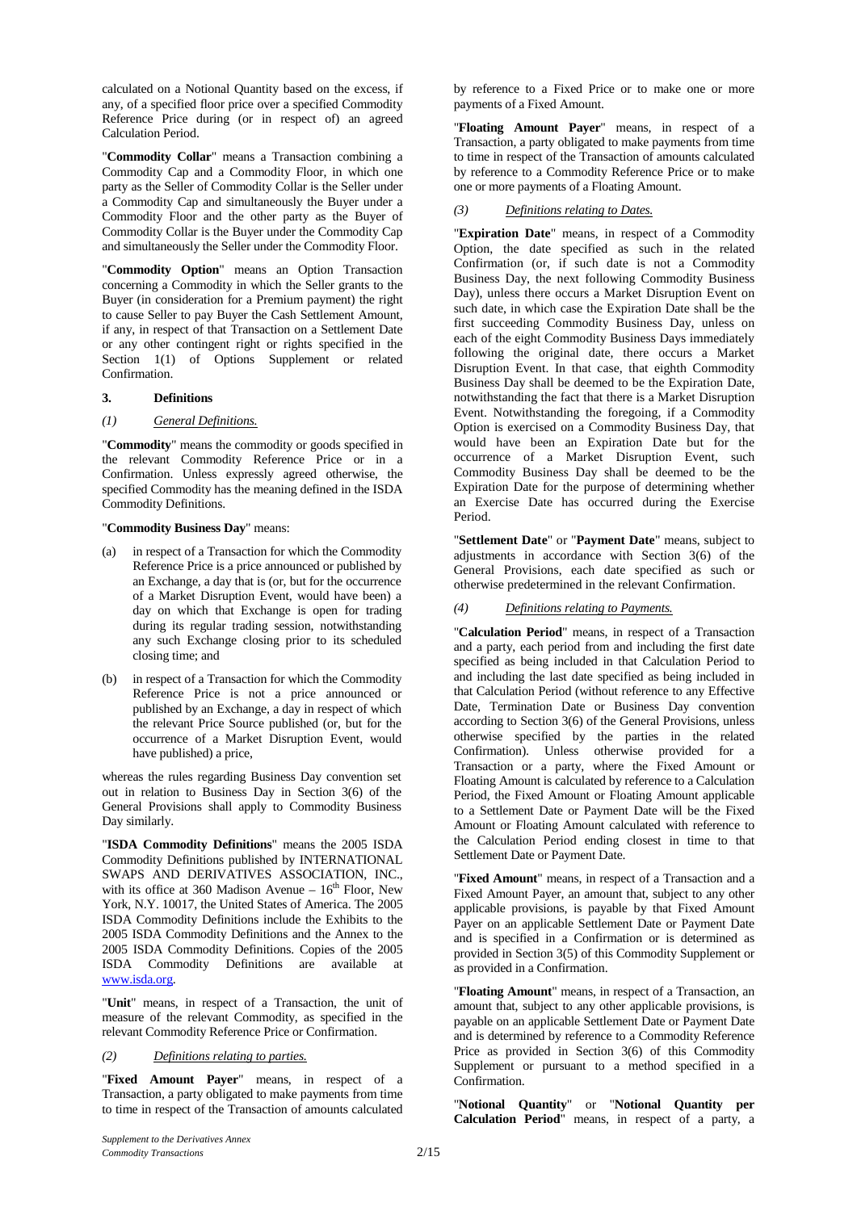calculated on a Notional Quantity based on the excess, if any, of a specified floor price over a specified Commodity Reference Price during (or in respect of) an agreed Calculation Period.

"**Commodity Collar**" means a Transaction combining a Commodity Cap and a Commodity Floor, in which one party as the Seller of Commodity Collar is the Seller under a Commodity Cap and simultaneously the Buyer under a Commodity Floor and the other party as the Buyer of Commodity Collar is the Buyer under the Commodity Cap and simultaneously the Seller under the Commodity Floor.

"**Commodity Option**" means an Option Transaction concerning a Commodity in which the Seller grants to the Buyer (in consideration for a Premium payment) the right to cause Seller to pay Buyer the Cash Settlement Amount, if any, in respect of that Transaction on a Settlement Date or any other contingent right or rights specified in the Section 1(1) of Options Supplement or related Confirmation.

### 3. Definitions

#### *(1) General Definitions.*

"**Commodity**" means the commodity or goods specified in the relevant Commodity Reference Price or in a Confirmation. Unless expressly agreed otherwise, the specified Commodity has the meaning defined in the ISDA Commodity Definitions.

"**Commodity Business Day**" means:

(a) in respect of a Transaction for which the Commodity Reference Price is a price announced or published by an Exchange, a day that is (or, but for the occurrence of a Market Disruption Event, would have been) a day on which that Exchange is open for trading during its regular trading session, notwithstanding any such Exchange closing prior to its scheduled closing time; and

(b) in respect of a Transaction for which the Commodity Reference Price is not a price announced or published by an Exchange, a day in respect of which the relevant Price Source published (or, but for the occurrence of a Market Disruption Event, would have published) a price,

whereas the rules regarding Business Day convention set out in relation to Business Day in Section 3(6) of the General Provisions shall apply to Commodity Business Day similarly.

"**ISDA Commodity Definitions**" means the 2005 ISDA Commodity Definitions published by INTERNATIONAL SWAPS AND DERIVATIVES ASSOCIATION, INC., with its office at 360 Madison Avenue – 16th Floor, New York, N.Y. 10017, the United States of America. The 2005 ISDA Commodity Definitions include the Exhibits to the 2005 ISDA Commodity Definitions and the Annex to the 2005 ISDA Commodity Definitions. Copies of the 2005 ISDA Commodity Definitions are available at www.isda.org.

"**Unit**" means, in respect of a Transaction, the unit of measure of the relevant Commodity, as specified in the relevant Commodity Reference Price or Confirmation.

#### *(2) Definitions relating to parties.*

"**Fixed Amount Payer**" means, in respect of a Transaction, a party obligated to make payments from time to time in respect of the Transaction of amounts calculated by reference to a Fixed Price or to make one or more payments of a Fixed Amount.

"**Floating Amount Payer**" means, in respect of a Transaction, a party obligated to make payments from time to time in respect of the Transaction of amounts calculated by reference to a Commodity Reference Price or to make one or more payments of a Floating Amount.

#### *(3) Definitions relating to Dates.*

"**Expiration Date**" means, in respect of a Commodity Option, the date specified as such in the related Confirmation (or, if such date is not a Commodity Business Day, the next following Commodity Business Day), unless there occurs a Market Disruption Event on such date, in which case the Expiration Date shall be the first succeeding Commodity Business Day, unless on each of the eight Commodity Business Days immediately following the original date, there occurs a Market Disruption Event. In that case, that eighth Commodity Business Day shall be deemed to be the Expiration Date, notwithstanding the fact that there is a Market Disruption Event. Notwithstanding the foregoing, if a Commodity Option is exercised on a Commodity Business Day, that would have been an Expiration Date but for the occurrence of a Market Disruption Event, such Commodity Business Day shall be deemed to be the Expiration Date for the purpose of determining whether an Exercise Date has occurred during the Exercise Period.

"**Settlement Date**" or "**Payment Date**" means, subject to adjustments in accordance with Section 3(6) of the General Provisions, each date specified as such or otherwise predetermined in the relevant Confirmation.

#### *(4) Definitions relating to Payments.*

"**Calculation Period**" means, in respect of a Transaction and a party, each period from and including the first date specified as being included in that Calculation Period to and including the last date specified as being included in that Calculation Period (without reference to any Effective Date, Termination Date or Business Day convention according to Section 3(6) of the General Provisions, unless otherwise specified by the parties in the related Confirmation). Unless otherwise provided for a Transaction or a party, where the Fixed Amount or Floating Amount is calculated by reference to a Calculation Period, the Fixed Amount or Floating Amount applicable to a Settlement Date or Payment Date will be the Fixed Amount or Floating Amount calculated with reference to the Calculation Period ending closest in time to that Settlement Date or Payment Date.

"**Fixed Amount**" means, in respect of a Transaction and a Fixed Amount Payer, an amount that, subject to any other applicable provisions, is payable by that Fixed Amount Payer on an applicable Settlement Date or Payment Date and is specified in a Confirmation or is determined as provided in Section 3(5) of this Commodity Supplement or as provided in a Confirmation.

"**Floating Amount**" means, in respect of a Transaction, an amount that, subject to any other applicable provisions, is payable on an applicable Settlement Date or Payment Date and is determined by reference to a Commodity Reference Price as provided in Section 3(6) of this Commodity Supplement or pursuant to a method specified in a Confirmation.

"**Notional Quantity**" or "**Notional Quantity per Calculation Period**" means, in respect of a party, a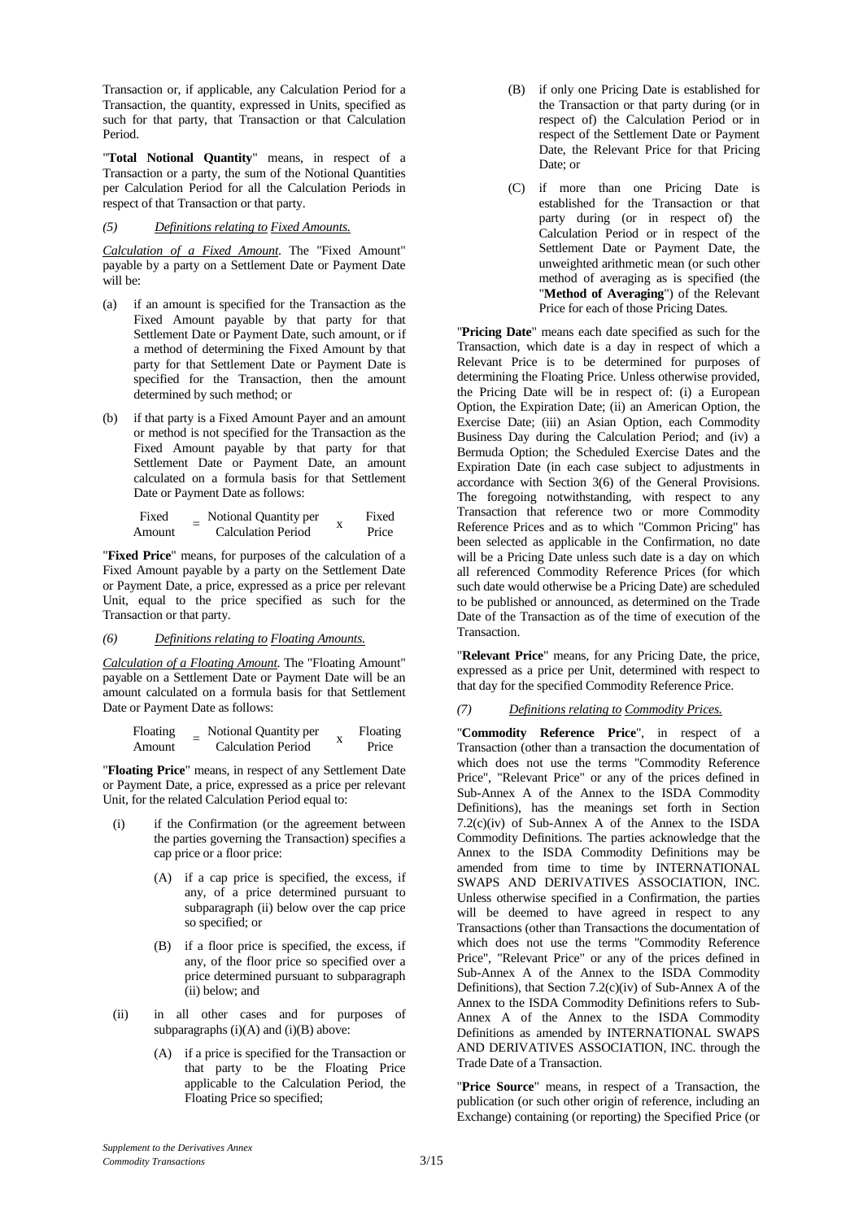Transaction or, if applicable, any Calculation Period for a Transaction, the quantity, expressed in Units, specified as such for that party, that Transaction or that Calculation Period.

"**Total Notional Quantity**" means, in respect of a Transaction or a party, the sum of the Notional Quantities per Calculation Period for all the Calculation Periods in respect of that Transaction or that party.

*(5) Definitions relating to Fixed Amounts.*

*Calculation of a Fixed Amount.* The "Fixed Amount" payable by a party on a Settlement Date or Payment Date will be:

(a) if an amount is specified for the Transaction as the Fixed Amount payable by that party for that Settlement Date or Payment Date, such amount, or if a method of determining the Fixed Amount by that party for that Settlement Date or Payment Date is specified for the Transaction, then the amount determined by such method; or

(b) if that party is a Fixed Amount Payer and an amount or method is not specified for the Transaction as the Fixed Amount payable by that party for that Settlement Date or Payment Date, an amount calculated on a formula basis for that Settlement Date or Payment Date as follows:

$$\text{Fixed Amount} = \text{Notional Quantity per Calculation Period} \times \text{Fixed Price}$$

"**Fixed Price**" means, for purposes of the calculation of a Fixed Amount payable by a party on the Settlement Date or Payment Date, a price, expressed as a price per relevant Unit, equal to the price specified as such for the Transaction or that party.

*(6) Definitions relating to Floating Amounts.*

*Calculation of a Floating Amount.* The "Floating Amount" payable on a Settlement Date or Payment Date will be an amount calculated on a formula basis for that Settlement Date or Payment Date as follows:

$$\text{Floating Amount} = \text{Notional Quantity per Calculation Period} \times \text{Floating Price}$$

"**Floating Price**" means, in respect of any Settlement Date or Payment Date, a price, expressed as a price per relevant Unit, for the related Calculation Period equal to:

(i) if the Confirmation (or the agreement between the parties governing the Transaction) specifies a cap price or a floor price:

(A) if a cap price is specified, the excess, if any, of a price determined pursuant to subparagraph (ii) below over the cap price so specified; or

(B) if a floor price is specified, the excess, if any, of the floor price so specified over a price determined pursuant to subparagraph (ii) below; and

(ii) in all other cases and for purposes of subparagraphs (i)(A) and (i)(B) above:

(A) if a price is specified for the Transaction or that party to be the Floating Price applicable to the Calculation Period, the Floating Price so specified;

(B) if only one Pricing Date is established for the Transaction or that party during (or in respect of) the Calculation Period or in respect of the Settlement Date or Payment Date, the Relevant Price for that Pricing Date; or

(C) if more than one Pricing Date is established for the Transaction or that party during (or in respect of) the Calculation Period or in respect of the Settlement Date or Payment Date, the unweighted arithmetic mean (or such other method of averaging as is specified (the "**Method of Averaging**") of the Relevant Price for each of those Pricing Dates.

"**Pricing Date**" means each date specified as such for the Transaction, which date is a day in respect of which a Relevant Price is to be determined for purposes of determining the Floating Price. Unless otherwise provided, the Pricing Date will be in respect of: (i) a European Option, the Expiration Date; (ii) an American Option, the Exercise Date; (iii) an Asian Option, each Commodity Business Day during the Calculation Period; and (iv) a Bermuda Option; the Scheduled Exercise Dates and the Expiration Date (in each case subject to adjustments in accordance with Section 3(6) of the General Provisions. The foregoing notwithstanding, with respect to any Transaction that reference two or more Commodity Reference Prices and as to which "Common Pricing" has been selected as applicable in the Confirmation, no date will be a Pricing Date unless such date is a day on which all referenced Commodity Reference Prices (for which such date would otherwise be a Pricing Date) are scheduled to be published or announced, as determined on the Trade Date of the Transaction as of the time of execution of the Transaction.

"**Relevant Price**" means, for any Pricing Date, the price, expressed as a price per Unit, determined with respect to that day for the specified Commodity Reference Price.

*(7) Definitions relating to Commodity Prices.*

"**Commodity Reference Price**", in respect of a Transaction (other than a transaction the documentation of which does not use the terms "Commodity Reference Price", "Relevant Price" or any of the prices defined in Sub-Annex A of the Annex to the ISDA Commodity Definitions), has the meanings set forth in Section 7.2(c)(iv) of Sub-Annex A of the Annex to the ISDA Commodity Definitions. The parties acknowledge that the Annex to the ISDA Commodity Definitions may be amended from time to time by INTERNATIONAL SWAPS AND DERIVATIVES ASSOCIATION, INC. Unless otherwise specified in a Confirmation, the parties will be deemed to have agreed in respect to any Transactions (other than Transactions the documentation of which does not use the terms "Commodity Reference Price", "Relevant Price" or any of the prices defined in Sub-Annex A of the Annex to the ISDA Commodity Definitions), that Section 7.2(c)(iv) of Sub-Annex A of the Annex to the ISDA Commodity Definitions refers to Sub-Annex A of the Annex to the ISDA Commodity Definitions as amended by INTERNATIONAL SWAPS AND DERIVATIVES ASSOCIATION, INC. through the Trade Date of a Transaction.

"**Price Source**" means, in respect of a Transaction, the publication (or such other origin of reference, including an Exchange) containing (or reporting) the Specified Price (or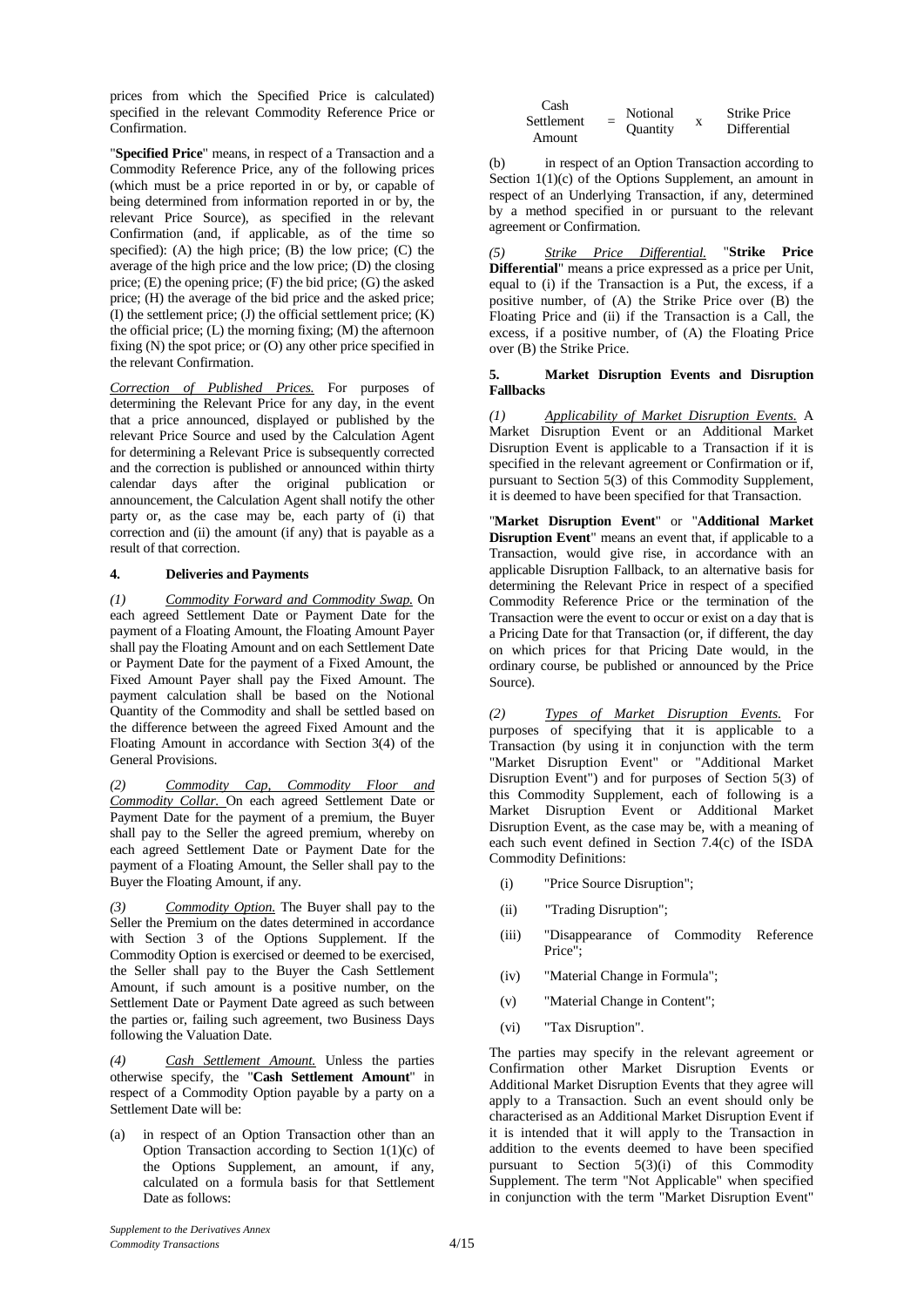prices from which the Specified Price is calculated) specified in the relevant Commodity Reference Price or Confirmation.

"**Specified Price**" means, in respect of a Transaction and a Commodity Reference Price, any of the following prices (which must be a price reported in or by, or capable of being determined from information reported in or by, the relevant Price Source), as specified in the relevant Confirmation (and, if applicable, as of the time so specified): (A) the high price; (B) the low price; (C) the average of the high price and the low price; (D) the closing price; (E) the opening price; (F) the bid price; (G) the asked price; (H) the average of the bid price and the asked price; (I) the settlement price; (J) the official settlement price; (K) the official price; (L) the morning fixing; (M) the afternoon fixing (N) the spot price; or (O) any other price specified in the relevant Confirmation.

*Correction of Published Prices.* For purposes of determining the Relevant Price for any day, in the event that a price announced, displayed or published by the relevant Price Source and used by the Calculation Agent for determining a Relevant Price is subsequently corrected and the correction is published or announced within thirty calendar days after the original publication or announcement, the Calculation Agent shall notify the other party or, as the case may be, each party of (i) that correction and (ii) the amount (if any) that is payable as a result of that correction.

#### 4. Deliveries and Payments

*(1) Commodity Forward and Commodity Swap.* On each agreed Settlement Date or Payment Date for the payment of a Floating Amount, the Floating Amount Payer shall pay the Floating Amount and on each Settlement Date or Payment Date for the payment of a Fixed Amount, the Fixed Amount Payer shall pay the Fixed Amount. The payment calculation shall be based on the Notional Quantity of the Commodity and shall be settled based on the difference between the agreed Fixed Amount and the Floating Amount in accordance with Section 3(4) of the General Provisions.

*(2) Commodity Cap, Commodity Floor and Commodity Collar.* On each agreed Settlement Date or Payment Date for the payment of a premium, the Buyer shall pay to the Seller the agreed premium, whereby on each agreed Settlement Date or Payment Date for the payment of a Floating Amount, the Seller shall pay to the Buyer the Floating Amount, if any.

*(3) Commodity Option.* The Buyer shall pay to the Seller the Premium on the dates determined in accordance with Section 3 of the Options Supplement. If the Commodity Option is exercised or deemed to be exercised, the Seller shall pay to the Buyer the Cash Settlement Amount, if such amount is a positive number, on the Settlement Date or Payment Date agreed as such between the parties or, failing such agreement, two Business Days following the Valuation Date.

*(4) Cash Settlement Amount.* Unless the parties otherwise specify, the "**Cash Settlement Amount**" in respect of a Commodity Option payable by a party on a Settlement Date will be:

(a) in respect of an Option Transaction other than an Option Transaction according to Section 1(1)(c) of the Options Supplement, an amount, if any, calculated on a formula basis for that Settlement Date as follows:

$$\text{Cash Settlement Amount} = \text{Notional Quantity} \times \text{Strike Price Differential}$$

(b) in respect of an Option Transaction according to Section 1(1)(c) of the Options Supplement, an amount in respect of an Underlying Transaction, if any, determined by a method specified in or pursuant to the relevant agreement or Confirmation.

*(5) Strike Price Differential.* "**Strike Price Differential**" means a price expressed as a price per Unit, equal to (i) if the Transaction is a Put, the excess, if a positive number, of (A) the Strike Price over (B) the Floating Price and (ii) if the Transaction is a Call, the excess, if a positive number, of (A) the Floating Price over (B) the Strike Price.

#### 5. Market Disruption Events and Disruption Fallbacks

*(1) Applicability of Market Disruption Events.* A Market Disruption Event or an Additional Market Disruption Event is applicable to a Transaction if it is specified in the relevant agreement or Confirmation or if, pursuant to Section 5(3) of this Commodity Supplement, it is deemed to have been specified for that Transaction.

"**Market Disruption Event**" or "**Additional Market Disruption Event**" means an event that, if applicable to a Transaction, would give rise, in accordance with an applicable Disruption Fallback, to an alternative basis for determining the Relevant Price in respect of a specified Commodity Reference Price or the termination of the Transaction were the event to occur or exist on a day that is a Pricing Date for that Transaction (or, if different, the day on which prices for that Pricing Date would, in the ordinary course, be published or announced by the Price Source).

*(2) Types of Market Disruption Events.* For purposes of specifying that it is applicable to a Transaction (by using it in conjunction with the term "Market Disruption Event" or "Additional Market Disruption Event") and for purposes of Section 5(3) of this Commodity Supplement, each of following is a Market Disruption Event or Additional Market Disruption Event, as the case may be, with a meaning of each such event defined in Section 7.4(c) of the ISDA Commodity Definitions:

(i) "Price Source Disruption";

(ii) "Trading Disruption";

(iii) "Disappearance of Commodity Reference Price";

(iv) "Material Change in Formula";

(v) "Material Change in Content";

(vi) "Tax Disruption".

The parties may specify in the relevant agreement or Confirmation other Market Disruption Events or Additional Market Disruption Events that they agree will apply to a Transaction. Such an event should only be characterised as an Additional Market Disruption Event if it is intended that it will apply to the Transaction in addition to the events deemed to have been specified pursuant to Section 5(3)(i) of this Commodity Supplement. The term "Not Applicable" when specified in conjunction with the term "Market Disruption Event"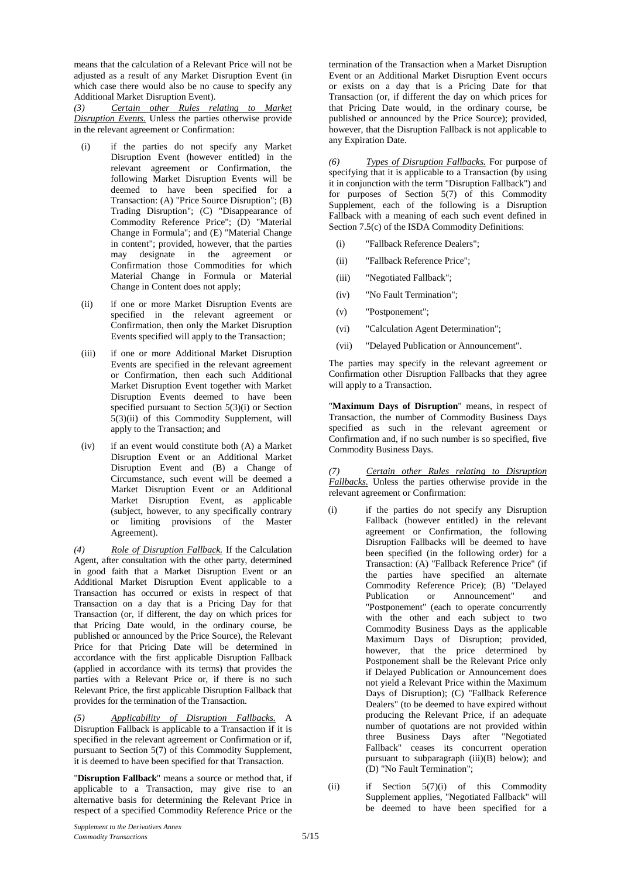means that the calculation of a Relevant Price will not be adjusted as a result of any Market Disruption Event (in which case there would also be no cause to specify any Additional Market Disruption Event).

*(3) Certain other Rules relating to Market Disruption Events.* Unless the parties otherwise provide in the relevant agreement or Confirmation:

(i) if the parties do not specify any Market Disruption Event (however entitled) in the relevant agreement or Confirmation, the following Market Disruption Events will be deemed to have been specified for a Transaction: (A) "Price Source Disruption"; (B) Trading Disruption"; (C) "Disappearance of Commodity Reference Price"; (D) "Material Change in Formula"; and (E) "Material Change in content"; provided, however, that the parties may designate in the agreement or Confirmation those Commodities for which Material Change in Formula or Material Change in Content does not apply;

(ii) if one or more Market Disruption Events are specified in the relevant agreement or Confirmation, then only the Market Disruption Events specified will apply to the Transaction;

(iii) if one or more Additional Market Disruption Events are specified in the relevant agreement or Confirmation, then each such Additional Market Disruption Event together with Market Disruption Events deemed to have been specified pursuant to Section 5(3)(i) or Section 5(3)(ii) of this Commodity Supplement, will apply to the Transaction; and

(iv) if an event would constitute both (A) a Market Disruption Event or an Additional Market Disruption Event and (B) a Change of Circumstance, such event will be deemed a Market Disruption Event or an Additional Market Disruption Event, as applicable (subject, however, to any specifically contrary or limiting provisions of the Master Agreement).

*(4) Role of Disruption Fallback.* If the Calculation Agent, after consultation with the other party, determined in good faith that a Market Disruption Event or an Additional Market Disruption Event applicable to a Transaction has occurred or exists in respect of that Transaction on a day that is a Pricing Day for that Transaction (or, if different, the day on which prices for that Pricing Date would, in the ordinary course, be published or announced by the Price Source), the Relevant Price for that Pricing Date will be determined in accordance with the first applicable Disruption Fallback (applied in accordance with its terms) that provides the parties with a Relevant Price or, if there is no such Relevant Price, the first applicable Disruption Fallback that provides for the termination of the Transaction.

*(5) Applicability of Disruption Fallbacks.* A Disruption Fallback is applicable to a Transaction if it is specified in the relevant agreement or Confirmation or if, pursuant to Section 5(7) of this Commodity Supplement, it is deemed to have been specified for that Transaction.

"**Disruption Fallback**" means a source or method that, if applicable to a Transaction, may give rise to an alternative basis for determining the Relevant Price in respect of a specified Commodity Reference Price or the termination of the Transaction when a Market Disruption Event or an Additional Market Disruption Event occurs or exists on a day that is a Pricing Date for that Transaction (or, if different the day on which prices for that Pricing Date would, in the ordinary course, be published or announced by the Price Source); provided, however, that the Disruption Fallback is not applicable to any Expiration Date.

*(6) Types of Disruption Fallbacks.* For purpose of specifying that it is applicable to a Transaction (by using it in conjunction with the term "Disruption Fallback") and for purposes of Section 5(7) of this Commodity Supplement, each of the following is a Disruption Fallback with a meaning of each such event defined in Section 7.5(c) of the ISDA Commodity Definitions:

(i) "Fallback Reference Dealers";

(ii) "Fallback Reference Price";

(iii) "Negotiated Fallback";

(iv) "No Fault Termination";

(v) "Postponement";

(vi) "Calculation Agent Determination";

(vii) "Delayed Publication or Announcement".

The parties may specify in the relevant agreement or Confirmation other Disruption Fallbacks that they agree will apply to a Transaction.

"**Maximum Days of Disruption**" means, in respect of Transaction, the number of Commodity Business Days specified as such in the relevant agreement or Confirmation and, if no such number is so specified, five Commodity Business Days.

*(7) Certain other Rules relating to Disruption Fallbacks.* Unless the parties otherwise provide in the relevant agreement or Confirmation:

(i) if the parties do not specify any Disruption Fallback (however entitled) in the relevant agreement or Confirmation, the following Disruption Fallbacks will be deemed to have been specified (in the following order) for a Transaction: (A) "Fallback Reference Price" (if the parties have specified an alternate Commodity Reference Price); (B) "Delayed Publication or Announcement" and "Postponement" (each to operate concurrently with the other and each subject to two Commodity Business Days as the applicable Maximum Days of Disruption; provided, however, that the price determined by Postponement shall be the Relevant Price only if Delayed Publication or Announcement does not yield a Relevant Price within the Maximum Days of Disruption); (C) "Fallback Reference Dealers" (to be deemed to have expired without producing the Relevant Price, if an adequate number of quotations are not provided within three Business Days after "Negotiated Fallback" ceases its concurrent operation pursuant to subparagraph (iii)(B) below); and (D) "No Fault Termination";

(ii) if Section 5(7)(i) of this Commodity Supplement applies, "Negotiated Fallback" will be deemed to have been specified for a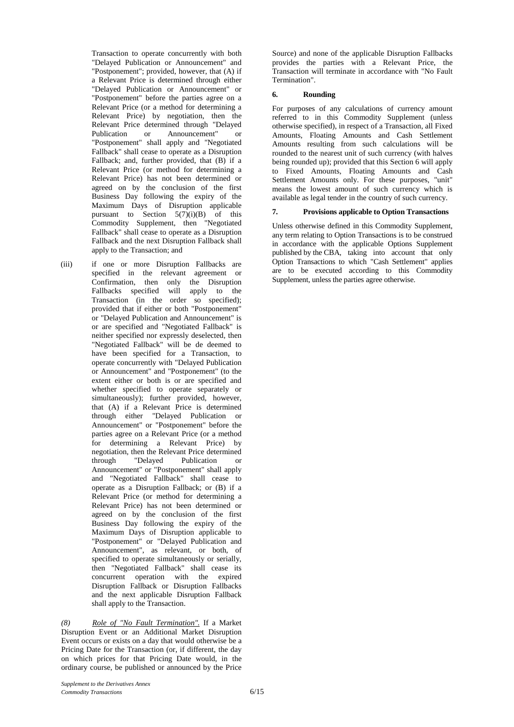Transaction to operate concurrently with both "Delayed Publication or Announcement" and "Postponement"; provided, however, that (A) if a Relevant Price is determined through either "Delayed Publication or Announcement" or "Postponement" before the parties agree on a Relevant Price (or a method for determining a Relevant Price) by negotiation, then the Relevant Price determined through "Delayed Publication or Announcement" or "Postponement" shall apply and "Negotiated Fallback" shall cease to operate as a Disruption Fallback; and, further provided, that (B) if a Relevant Price (or method for determining a Relevant Price) has not been determined or agreed on by the conclusion of the first Business Day following the expiry of the Maximum Days of Disruption applicable pursuant to Section 5(7)(i)(B) of this Commodity Supplement, then "Negotiated Fallback" shall cease to operate as a Disruption Fallback and the next Disruption Fallback shall apply to the Transaction; and

(iii) if one or more Disruption Fallbacks are specified in the relevant agreement or Confirmation, then only the Disruption Fallbacks specified will apply to the Transaction (in the order so specified); provided that if either or both "Postponement" or "Delayed Publication and Announcement" is or are specified and "Negotiated Fallback" is neither specified nor expressly deselected, then "Negotiated Fallback" will be de deemed to have been specified for a Transaction, to operate concurrently with "Delayed Publication or Announcement" and "Postponement" (to the extent either or both is or are specified and whether specified to operate separately or simultaneously); further provided, however, that (A) if a Relevant Price is determined through either "Delayed Publication or Announcement" or "Postponement" before the parties agree on a Relevant Price (or a method for determining a Relevant Price) by negotiation, then the Relevant Price determined through "Delayed Publication or Announcement" or "Postponement" shall apply and "Negotiated Fallback" shall cease to operate as a Disruption Fallback; or (B) if a Relevant Price (or method for determining a Relevant Price) has not been determined or agreed on by the conclusion of the first Business Day following the expiry of the Maximum Days of Disruption applicable to "Postponement" or "Delayed Publication and Announcement", as relevant, or both, of specified to operate simultaneously or serially, then "Negotiated Fallback" shall cease its concurrent operation with the expired Disruption Fallback or Disruption Fallbacks and the next applicable Disruption Fallback shall apply to the Transaction.

*(8)* *Role of "No Fault Termination".* If a Market Disruption Event or an Additional Market Disruption Event occurs or exists on a day that would otherwise be a Pricing Date for the Transaction (or, if different, the day on which prices for that Pricing Date would, in the ordinary course, be published or announced by the Price Source) and none of the applicable Disruption Fallbacks provides the parties with a Relevant Price, the Transaction will terminate in accordance with "No Fault Termination".

## 6. Rounding

For purposes of any calculations of currency amount referred to in this Commodity Supplement (unless otherwise specified), in respect of a Transaction, all Fixed Amounts, Floating Amounts and Cash Settlement Amounts resulting from such calculations will be rounded to the nearest unit of such currency (with halves being rounded up); provided that this Section 6 will apply to Fixed Amounts, Floating Amounts and Cash Settlement Amounts only. For these purposes, "unit" means the lowest amount of such currency which is available as legal tender in the country of such currency.

## 7. Provisions applicable to Option Transactions

Unless otherwise defined in this Commodity Supplement, any term relating to Option Transactions is to be construed in accordance with the applicable Options Supplement published by the CBA, taking into account that only Option Transactions to which "Cash Settlement" applies are to be executed according to this Commodity Supplement, unless the parties agree otherwise.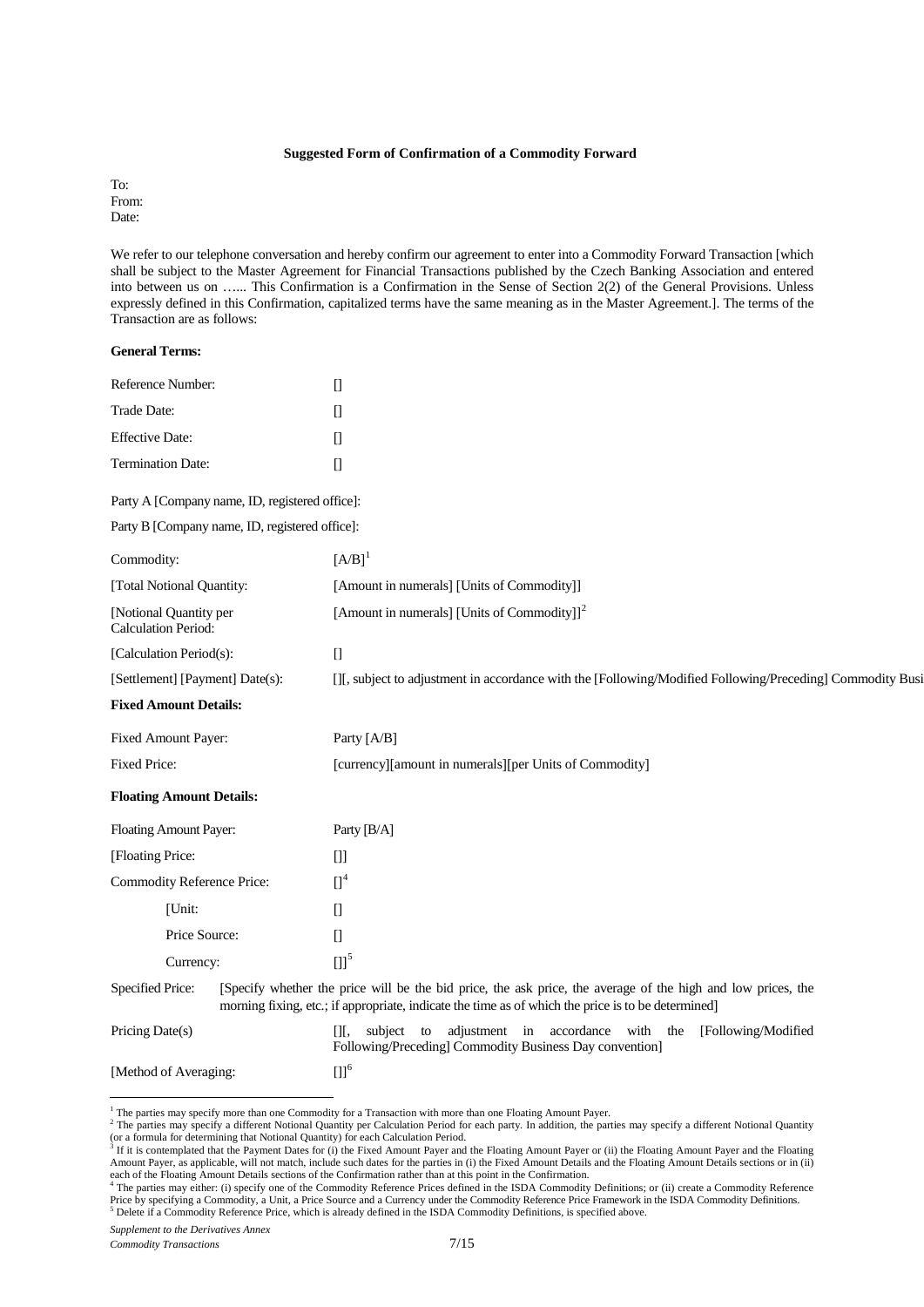**Suggested Form of Confirmation of a Commodity Forward**

To:
From:
Date:

We refer to our telephone conversation and hereby confirm our agreement to enter into a Commodity Forward Transaction [which shall be subject to the Master Agreement for Financial Transactions published by the Czech Banking Association and entered into between us on …... This Confirmation is a Confirmation in the Sense of Section 2(2) of the General Provisions. Unless expressly defined in this Confirmation, capitalized terms have the same meaning as in the Master Agreement.]. The terms of the Transaction are as follows:

**General Terms:**

| | |
|---|---|
| Reference Number: | [] |
| Trade Date: | [] |
| Effective Date: | [] |
| Termination Date: | [] |

Party A [Company name, ID, registered office]:

Party B [Company name, ID, registered office]:

| | |
|---|---|
| Commodity: | [A/B][1] |
| [Total Notional Quantity: | [Amount in numerals] [Units of Commodity]] |
| [Notional Quantity per Calculation Period: | [Amount in numerals] [Units of Commodity]][2] |
| [Calculation Period(s): | [] |
| [Settlement] [Payment] Date(s): | [][, subject to adjustment in accordance with the [Following/Modified Following/Preceding] Commodity Busi |

**Fixed Amount Details:**

| | |
|---|---|
| Fixed Amount Payer: | Party [A/B] |
| Fixed Price: | [currency][amount in numerals][per Units of Commodity] |

**Floating Amount Details:**

| | |
|---|---|
| Floating Amount Payer: | Party [B/A] |
| [Floating Price: | []] |
| Commodity Reference Price: | [][4] |
| [Unit: | [] |
| Price Source: | [] |
| Currency: | []][5] |
| Specified Price: | [Specify whether the price will be the bid price, the ask price, the average of the high and low prices, the morning fixing, etc.; if appropriate, indicate the time as of which the price is to be determined] |
| Pricing Date(s) | [][, subject to adjustment in accordance with the [Following/Modified Following/Preceding] Commodity Business Day convention] |
| [Method of Averaging: | []][6] |

---

[1] The parties may specify more than one Commodity for a Transaction with more than one Floating Amount Payer.

[2] The parties may specify a different Notional Quantity per Calculation Period for each party. In addition, the parties may specify a different Notional Quantity (or a formula for determining that Notional Quantity) for each Calculation Period.

[3] If it is contemplated that the Payment Dates for (i) the Fixed Amount Payer and the Floating Amount Payer or (ii) the Floating Amount Payer and the Floating Amount Payer, as applicable, will not match, include such dates for the parties in (i) the Fixed Amount Details and the Floating Amount Details sections or in (ii) each of the Floating Amount Details sections of the Confirmation rather than at this point in the Confirmation.

[4] The parties may either: (i) specify one of the Commodity Reference Prices defined in the ISDA Commodity Definitions; or (ii) create a Commodity Reference Price by specifying a Commodity, a Unit, a Price Source and a Currency under the Commodity Reference Price Framework in the ISDA Commodity Definitions.

[5] Delete if a Commodity Reference Price, which is already defined in the ISDA Commodity Definitions, is specified above.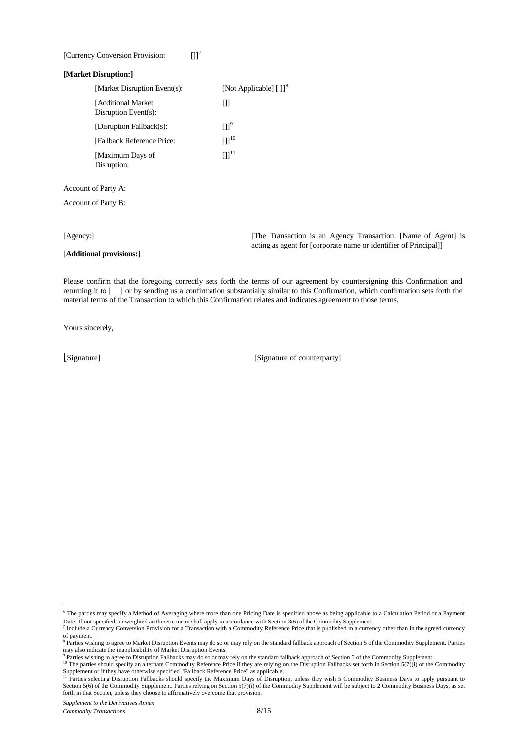[Currency Conversion Provision: []][7]

**[Market Disruption:]**

| | |
|---|---|
| [Market Disruption Event(s): | [Not Applicable] [ ]][8] |
| [Additional Market Disruption Event(s): | [] |
| [Disruption Fallback(s): | []][9] |
| [Fallback Reference Price: | []][10] |
| [Maximum Days of Disruption: | []][11] |

Account of Party A:

Account of Party B:

[Agency:] [The Transaction is an Agency Transaction. [Name of Agent] is acting as agent for [corporate name or identifier of Principal]]

[**Additional provisions:**]

Please confirm that the foregoing correctly sets forth the terms of our agreement by countersigning this Confirmation and returning it to [ ] or by sending us a confirmation substantially similar to this Confirmation, which confirmation sets forth the material terms of the Transaction to which this Confirmation relates and indicates agreement to those terms.

Yours sincerely,

[Signature] [Signature of counterparty]

---

[6] The parties may specify a Method of Averaging where more than one Pricing Date is specified above as being applicable to a Calculation Period or a Payment Date. If not specified, unweighted arithmetic mean shall apply in accordance with Section 3(6) of the Commodity Supplement.

[7] Include a Currency Conversion Provision for a Transaction with a Commodity Reference Price that is published in a currency other than in the agreed currency of payment.

[8] Parties wishing to agree to Market Disruption Events may do so or may rely on the standard fallback approach of Section 5 of the Commodity Supplement. Parties may also indicate the inapplicability of Market Disruption Events.

[9] Parties wishing to agree to Disruption Fallbacks may do so or may rely on the standard fallback approach of Section 5 of the Commodity Supplement.

[10] The parties should specify an alternate Commodity Reference Price if they are relying on the Disruption Fallbacks set forth in Section 5(7)(i) of the Commodity Supplement or if they have otherwise specified "Fallback Reference Price" as applicable.

[11] Parties selecting Disruption Fallbacks should specify the Maximum Days of Disruption, unless they wish 5 Commodity Business Days to apply pursuant to Section 5(6) of the Commodity Supplement. Parties relying on Section 5(7)(i) of the Commodity Supplement will be subject to 2 Commodity Business Days, as set forth in that Section, unless they choose to affirmatively overcome that provision.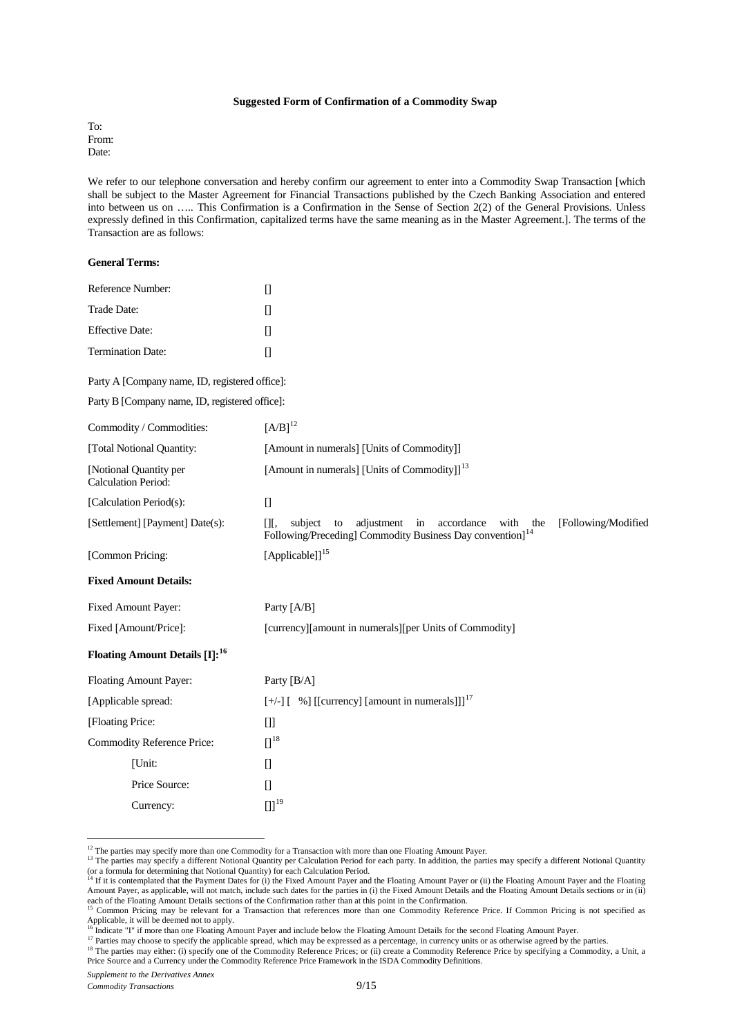**Suggested Form of Confirmation of a Commodity Swap**

To:
From:
Date:

We refer to our telephone conversation and hereby confirm our agreement to enter into a Commodity Swap Transaction [which shall be subject to the Master Agreement for Financial Transactions published by the Czech Banking Association and entered into between us on ….. This Confirmation is a Confirmation in the Sense of Section 2(2) of the General Provisions. Unless expressly defined in this Confirmation, capitalized terms have the same meaning as in the Master Agreement.]. The terms of the Transaction are as follows:

**General Terms:**

| | |
|---|---|
| Reference Number: | [] |
| Trade Date: | [] |
| Effective Date: | [] |
| Termination Date: | [] |

Party A [Company name, ID, registered office]:

Party B [Company name, ID, registered office]:

| | |
|---|---|
| Commodity / Commodities: | [A/B][12] |
| [Total Notional Quantity: | [Amount in numerals] [Units of Commodity]] |
| [Notional Quantity per Calculation Period: | [Amount in numerals] [Units of Commodity]][13] |
| [Calculation Period(s): | [] |
| [Settlement] [Payment] Date(s): | [][, subject to adjustment in accordance with the [Following/Modified Following/Preceding] Commodity Business Day convention][14] |
| [Common Pricing: | [Applicable]][15] |

**Fixed Amount Details:**

| | |
|---|---|
| Fixed Amount Payer: | Party [A/B] |
| Fixed [Amount/Price]: | [currency][amount in numerals][per Units of Commodity] |

**Floating Amount Details [I]:[16]**

| | |
|---|---|
| Floating Amount Payer: | Party [B/A] |
| [Applicable spread: | [+/-] [ %] [[currency] [amount in numerals]]][17] |
| [Floating Price: | []] |
| Commodity Reference Price: | [][18] |
| [Unit: | [] |
| Price Source: | [] |
| Currency: | []][19] |

---

[12] The parties may specify more than one Commodity for a Transaction with more than one Floating Amount Payer.

[13] The parties may specify a different Notional Quantity per Calculation Period for each party. In addition, the parties may specify a different Notional Quantity (or a formula for determining that Notional Quantity) for each Calculation Period.

[14] If it is contemplated that the Payment Dates for (i) the Fixed Amount Payer and the Floating Amount Payer or (ii) the Floating Amount Payer and the Floating Amount Payer, as applicable, will not match, include such dates for the parties in (i) the Fixed Amount Details and the Floating Amount Details sections or in (ii) each of the Floating Amount Details sections of the Confirmation rather than at this point in the Confirmation.

[15] Common Pricing may be relevant for a Transaction that references more than one Commodity Reference Price. If Common Pricing is not specified as Applicable, it will be deemed not to apply.

[16] Indicate "I" if more than one Floating Amount Payer and include below the Floating Amount Details for the second Floating Amount Payer.

[17] Parties may choose to specify the applicable spread, which may be expressed as a percentage, in currency units or as otherwise agreed by the parties.

[18] The parties may either: (i) specify one of the Commodity Reference Prices; or (ii) create a Commodity Reference Price by specifying a Commodity, a Unit, a Price Source and a Currency under the Commodity Reference Price Framework in the ISDA Commodity Definitions.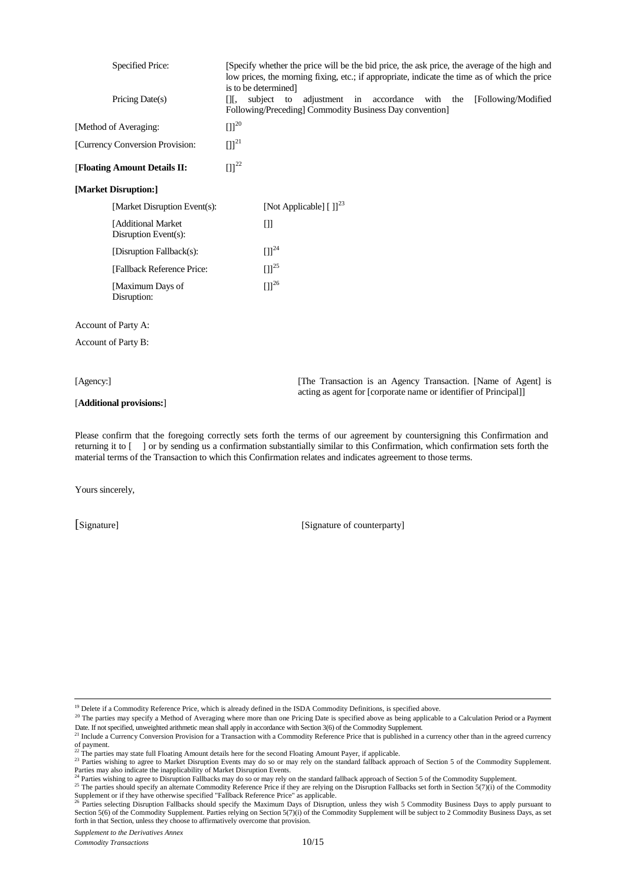| | |
|---|---|
| Specified Price: | [Specify whether the price will be the bid price, the ask price, the average of the high and low prices, the morning fixing, etc.; if appropriate, indicate the time as of which the price is to be determined] |
| Pricing Date(s) | [][, subject to adjustment in accordance with the [Following/Modified Following/Preceding] Commodity Business Day convention] |
| [Method of Averaging: | [][20] |
| [Currency Conversion Provision: | [][21] |
| [**Floating Amount Details II:** | [][22] |

**[Market Disruption:]**

| | |
|---|---|
| [Market Disruption Event(s): | [Not Applicable] [ ]][23] |
| [Additional Market Disruption Event(s): | [] |
| [Disruption Fallback(s): | [][24] |
| [Fallback Reference Price: | [][25] |
| [Maximum Days of Disruption: | [][26] |

Account of Party A:

Account of Party B:

| | |
|---|---|
| [Agency:] | [The Transaction is an Agency Transaction. [Name of Agent] is acting as agent for [corporate name or identifier of Principal]] |

[**Additional provisions:**]

Please confirm that the foregoing correctly sets forth the terms of our agreement by countersigning this Confirmation and returning it to [ ] or by sending us a confirmation substantially similar to this Confirmation, which confirmation sets forth the material terms of the Transaction to which this Confirmation relates and indicates agreement to those terms.

Yours sincerely,

[Signature] [Signature of counterparty]

---

[19] Delete if a Commodity Reference Price, which is already defined in the ISDA Commodity Definitions, is specified above.

[20] The parties may specify a Method of Averaging where more than one Pricing Date is specified above as being applicable to a Calculation Period or a Payment Date. If not specified, unweighted arithmetic mean shall apply in accordance with Section 3(6) of the Commodity Supplement.

[21] Include a Currency Conversion Provision for a Transaction with a Commodity Reference Price that is published in a currency other than in the agreed currency of payment.

[22] The parties may state full Floating Amount details here for the second Floating Amount Payer, if applicable.

[23] Parties wishing to agree to Market Disruption Events may do so or may rely on the standard fallback approach of Section 5 of the Commodity Supplement. Parties may also indicate the inapplicability of Market Disruption Events.

[24] Parties wishing to agree to Disruption Fallbacks may do so or may rely on the standard fallback approach of Section 5 of the Commodity Supplement.

[25] The parties should specify an alternate Commodity Reference Price if they are relying on the Disruption Fallbacks set forth in Section 5(7)(i) of the Commodity Supplement or if they have otherwise specified "Fallback Reference Price" as applicable.

[26] Parties selecting Disruption Fallbacks should specify the Maximum Days of Disruption, unless they wish 5 Commodity Business Days to apply pursuant to Section 5(6) of the Commodity Supplement. Parties relying on Section 5(7)(i) of the Commodity Supplement will be subject to 2 Commodity Business Days, as set forth in that Section, unless they choose to affirmatively overcome that provision.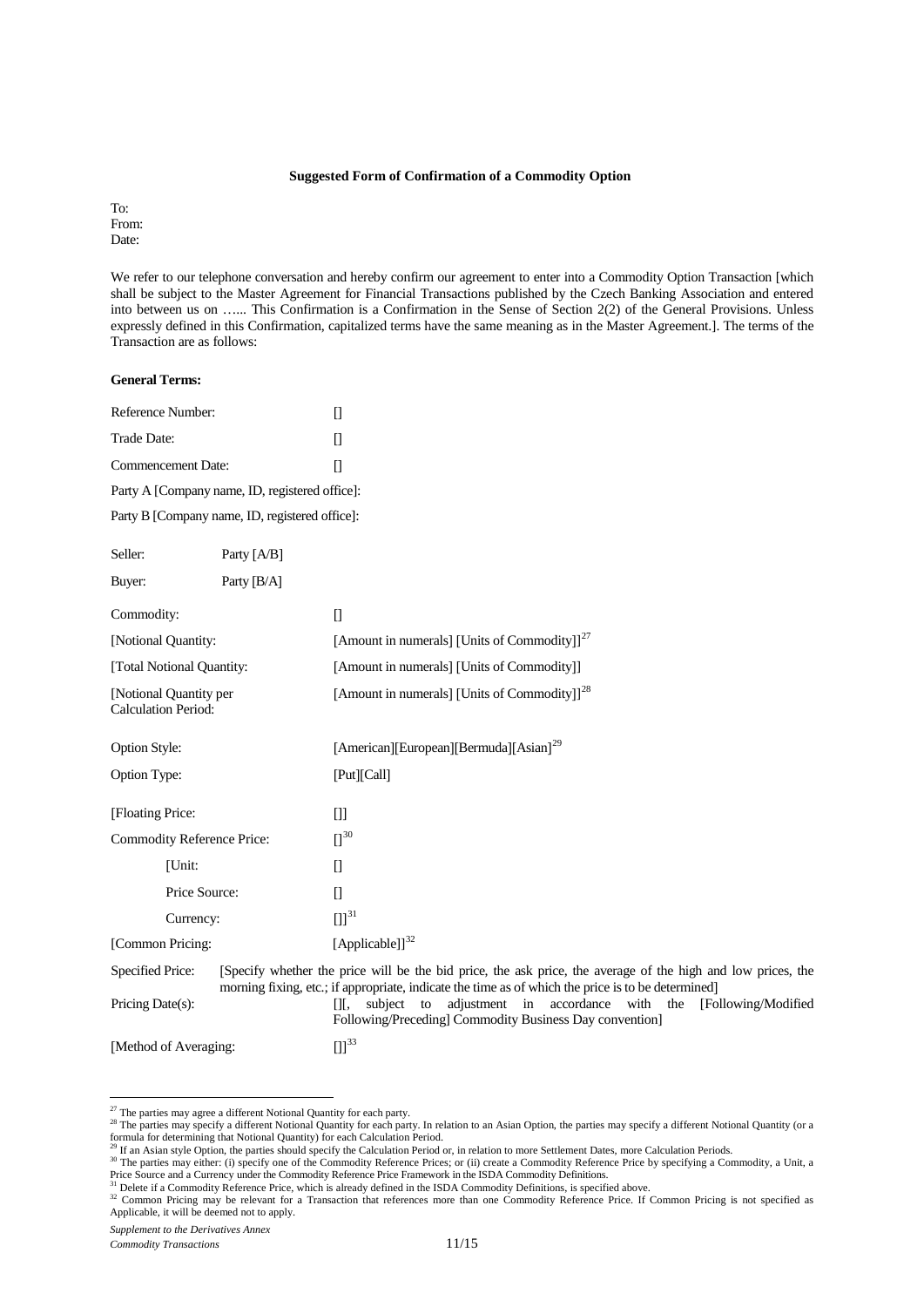**Suggested Form of Confirmation of a Commodity Option**

To:
From:
Date:

We refer to our telephone conversation and hereby confirm our agreement to enter into a Commodity Option Transaction [which shall be subject to the Master Agreement for Financial Transactions published by the Czech Banking Association and entered into between us on …... This Confirmation is a Confirmation in the Sense of Section 2(2) of the General Provisions. Unless expressly defined in this Confirmation, capitalized terms have the same meaning as in the Master Agreement.]. The terms of the Transaction are as follows:

**General Terms:**

Reference Number: []

Trade Date: []

Commencement Date: []

Party A [Company name, ID, registered office]:

Party B [Company name, ID, registered office]:

Seller: Party [A/B]

Buyer: Party [B/A]

Commodity: []

[Notional Quantity: [Amount in numerals] [Units of Commodity]][27]

[Total Notional Quantity: [Amount in numerals] [Units of Commodity]]

[Notional Quantity per Calculation Period: [Amount in numerals] [Units of Commodity]][28]

Option Style: [American][European][Bermuda][Asian][29]

Option Type: [Put][Call]

[Floating Price: []]

Commodity Reference Price: [][30]

[Unit: []

Price Source: []

Currency: []][31]

[Common Pricing: [Applicable]][32]

Specified Price: [Specify whether the price will be the bid price, the ask price, the average of the high and low prices, the morning fixing, etc.; if appropriate, indicate the time as of which the price is to be determined]

Pricing Date(s): [][, subject to adjustment in accordance with the [Following/Modified Following/Preceding] Commodity Business Day convention]

[Method of Averaging: []][33]

---

[27] The parties may agree a different Notional Quantity for each party.

[28] The parties may specify a different Notional Quantity for each party. In relation to an Asian Option, the parties may specify a different Notional Quantity (or a formula for determining that Notional Quantity) for each Calculation Period.

[29] If an Asian style Option, the parties should specify the Calculation Period or, in relation to more Settlement Dates, more Calculation Periods.

[30] The parties may either: (i) specify one of the Commodity Reference Prices; or (ii) create a Commodity Reference Price by specifying a Commodity, a Unit, a Price Source and a Currency under the Commodity Reference Price Framework in the ISDA Commodity Definitions.

[31] Delete if a Commodity Reference Price, which is already defined in the ISDA Commodity Definitions, is specified above.

[32] Common Pricing may be relevant for a Transaction that references more than one Commodity Reference Price. If Common Pricing is not specified as Applicable, it will be deemed not to apply.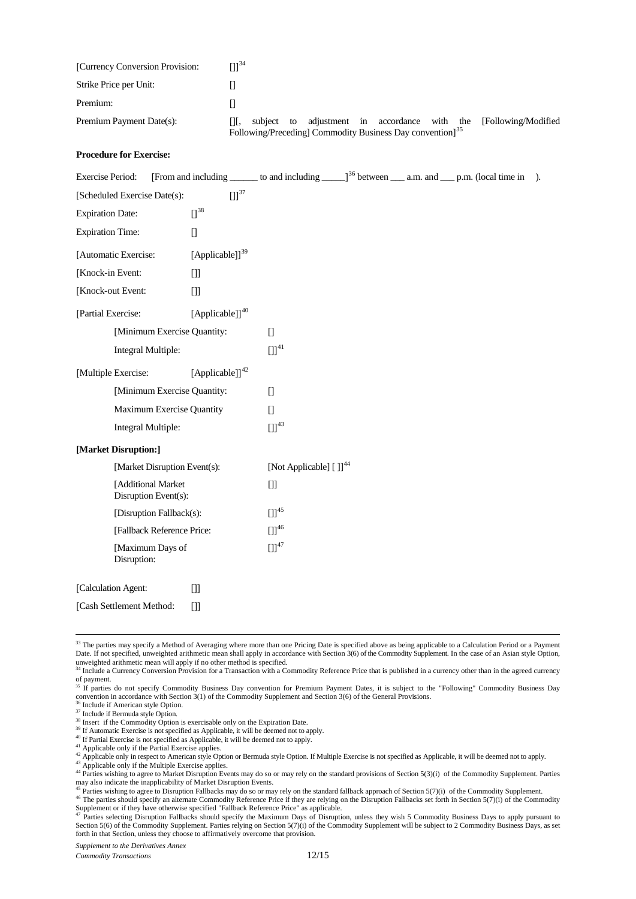[Currency Conversion Provision: []][34]

Strike Price per Unit: []

Premium: []

Premium Payment Date(s): [][, subject to adjustment in accordance with the [Following/Modified Following/Preceding] Commodity Business Day convention][35]

**Procedure for Exercise:**

Exercise Period: [From and including ______ to and including _____][36] between ___ a.m. and ___ p.m. (local time in ).

[Scheduled Exercise Date(s): []][37]

Expiration Date: [][38]

Expiration Time: []

[Automatic Exercise: [Applicable]][39]

[Knock-in Event: []]

[Knock-out Event: []]

[Partial Exercise: [Applicable]][40]

[Minimum Exercise Quantity: []

Integral Multiple: []][41]

[Multiple Exercise: [Applicable]][42]

[Minimum Exercise Quantity: []

Maximum Exercise Quantity []

Integral Multiple: []][43]

**[Market Disruption:]**

[Market Disruption Event(s): [Not Applicable] [ ]][44]

[Additional Market Disruption Event(s): []]

[Disruption Fallback(s): []][45]

[Fallback Reference Price: []][46]

[Maximum Days of Disruption: []][47]

[Calculation Agent: []]

[Cash Settlement Method: []]

---

[33] The parties may specify a Method of Averaging where more than one Pricing Date is specified above as being applicable to a Calculation Period or a Payment Date. If not specified, unweighted arithmetic mean shall apply in accordance with Section 3(6) of the Commodity Supplement. In the case of an Asian style Option, unweighted arithmetic mean will apply if no other method is specified.

[34] Include a Currency Conversion Provision for a Transaction with a Commodity Reference Price that is published in a currency other than in the agreed currency of payment.

[35] If parties do not specify Commodity Business Day convention for Premium Payment Dates, it is subject to the "Following" Commodity Business Day convention in accordance with Section 3(1) of the Commodity Supplement and Section 3(6) of the General Provisions.

[36] Include if American style Option.

[37] Include if Bermuda style Option.

[38] Insert if the Commodity Option is exercisable only on the Expiration Date.

[39] If Automatic Exercise is not specified as Applicable, it will be deemed not to apply.

[40] If Partial Exercise is not specified as Applicable, it will be deemed not to apply.

[41] Applicable only if the Partial Exercise applies.

[42] Applicable only in respect to American style Option or Bermuda style Option. If Multiple Exercise is not specified as Applicable, it will be deemed not to apply.

[43] Applicable only if the Multiple Exercise applies.

[44] Parties wishing to agree to Market Disruption Events may do so or may rely on the standard provisions of Section 5(3)(i) of the Commodity Supplement. Parties may also indicate the inapplicability of Market Disruption Events.

[45] Parties wishing to agree to Disruption Fallbacks may do so or may rely on the standard fallback approach of Section 5(7)(i) of the Commodity Supplement.

[46] The parties should specify an alternate Commodity Reference Price if they are relying on the Disruption Fallbacks set forth in Section 5(7)(i) of the Commodity Supplement or if they have otherwise specified "Fallback Reference Price" as applicable.

[47] Parties selecting Disruption Fallbacks should specify the Maximum Days of Disruption, unless they wish 5 Commodity Business Days to apply pursuant to Section 5(6) of the Commodity Supplement. Parties relying on Section 5(7)(i) of the Commodity Supplement will be subject to 2 Commodity Business Days, as set forth in that Section, unless they choose to affirmatively overcome that provision.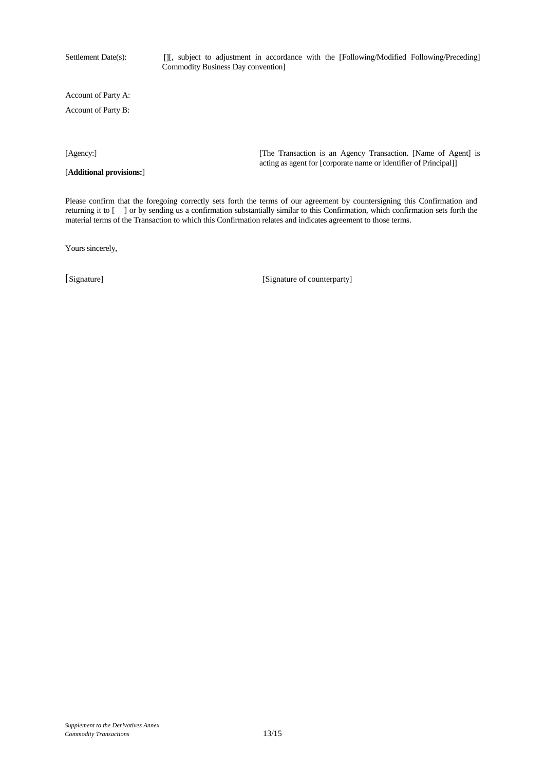Settlement Date(s): [][, subject to adjustment in accordance with the [Following/Modified Following/Preceding] Commodity Business Day convention]

Account of Party A:

Account of Party B:

[Agency:] [The Transaction is an Agency Transaction. [Name of Agent] is acting as agent for [corporate name or identifier of Principal]]

[**Additional provisions:**]

Please confirm that the foregoing correctly sets forth the terms of our agreement by countersigning this Confirmation and returning it to [ ] or by sending us a confirmation substantially similar to this Confirmation, which confirmation sets forth the material terms of the Transaction to which this Confirmation relates and indicates agreement to those terms.

Yours sincerely,

[Signature] [Signature of counterparty]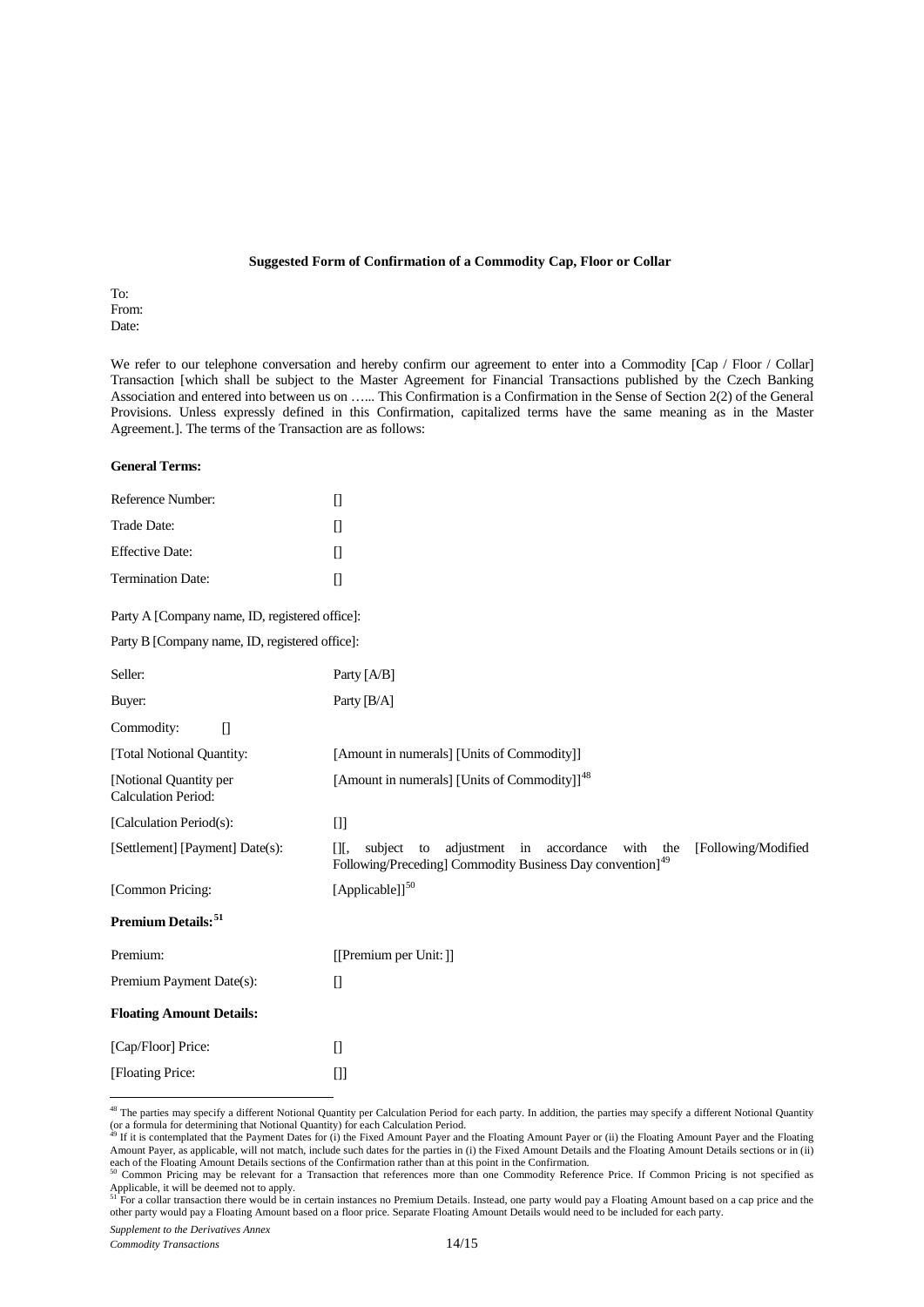**Suggested Form of Confirmation of a Commodity Cap, Floor or Collar**

To:
From:
Date:

We refer to our telephone conversation and hereby confirm our agreement to enter into a Commodity [Cap / Floor / Collar] Transaction [which shall be subject to the Master Agreement for Financial Transactions published by the Czech Banking Association and entered into between us on …... This Confirmation is a Confirmation in the Sense of Section 2(2) of the General Provisions. Unless expressly defined in this Confirmation, capitalized terms have the same meaning as in the Master Agreement.]. The terms of the Transaction are as follows:

**General Terms:**

| | |
|---|---|
| Reference Number: | [] |
| Trade Date: | [] |
| Effective Date: | [] |
| Termination Date: | [] |

Party A [Company name, ID, registered office]:

Party B [Company name, ID, registered office]:

| | |
|---|---|
| Seller: | Party [A/B] |
| Buyer: | Party [B/A] |
| Commodity: [] | |
| [Total Notional Quantity: | [Amount in numerals] [Units of Commodity]] |
| [Notional Quantity per Calculation Period: | [Amount in numerals] [Units of Commodity]][48] |
| [Calculation Period(s): | []] |
| [Settlement] [Payment] Date(s): | [][, subject to adjustment in accordance with the [Following/Modified Following/Preceding] Commodity Business Day convention][49] |
| [Common Pricing: | [Applicable]][50] |

**Premium Details:**[51]

| | |
|---|---|
| Premium: | [[Premium per Unit: ]] |
| Premium Payment Date(s): | [] |

**Floating Amount Details:**

| | |
|---|---|
| [Cap/Floor] Price: | [] |
| [Floating Price: | []] |

[48] The parties may specify a different Notional Quantity per Calculation Period for each party. In addition, the parties may specify a different Notional Quantity (or a formula for determining that Notional Quantity) for each Calculation Period.

[49] If it is contemplated that the Payment Dates for (i) the Fixed Amount Payer and the Floating Amount Payer or (ii) the Floating Amount Payer and the Floating Amount Payer, as applicable, will not match, include such dates for the parties in (i) the Fixed Amount Details and the Floating Amount Details sections or in (ii) each of the Floating Amount Details sections of the Confirmation rather than at this point in the Confirmation.

[50] Common Pricing may be relevant for a Transaction that references more than one Commodity Reference Price. If Common Pricing is not specified as Applicable, it will be deemed not to apply.

[51] For a collar transaction there would be in certain instances no Premium Details. Instead, one party would pay a Floating Amount based on a cap price and the other party would pay a Floating Amount based on a floor price. Separate Floating Amount Details would need to be included for each party.

*Supplement to the Derivatives Annex*
*Commodity Transactions*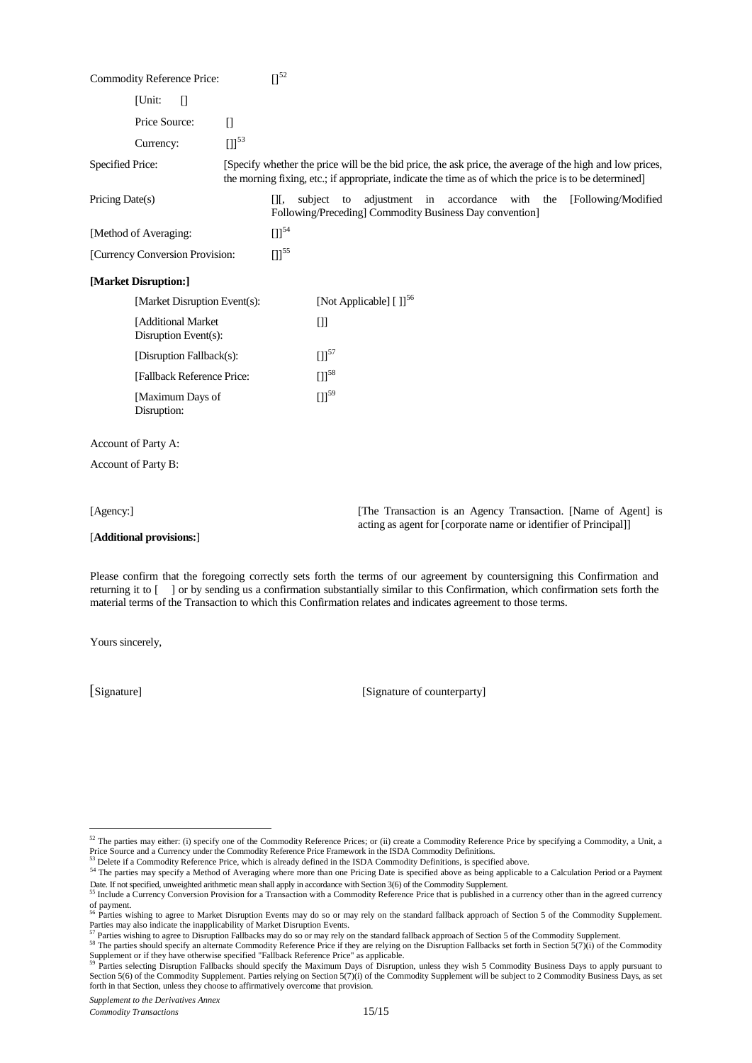Commodity Reference Price: [][52]

[Unit: []

Price Source: []

Currency: []][53]

Specified Price: [Specify whether the price will be the bid price, the ask price, the average of the high and low prices, the morning fixing, etc.; if appropriate, indicate the time as of which the price is to be determined]

Pricing Date(s) [][, subject to adjustment in accordance with the [Following/Modified Following/Preceding] Commodity Business Day convention]

[Method of Averaging: []][54]

[Currency Conversion Provision: []][55]

**[Market Disruption:]**

[Market Disruption Event(s): [Not Applicable] [ ]][56]

[Additional Market Disruption Event(s): []]

[Disruption Fallback(s): []][57]

[Fallback Reference Price: []][58]

[Maximum Days of Disruption: []][59]

Account of Party A:

Account of Party B:

[Agency:] [The Transaction is an Agency Transaction. [Name of Agent] is acting as agent for [corporate name or identifier of Principal]]

[**Additional provisions:**]

Please confirm that the foregoing correctly sets forth the terms of our agreement by countersigning this Confirmation and returning it to [ ] or by sending us a confirmation substantially similar to this Confirmation, which confirmation sets forth the material terms of the Transaction to which this Confirmation relates and indicates agreement to those terms.

Yours sincerely,

[Signature] [Signature of counterparty]

---

[52] The parties may either: (i) specify one of the Commodity Reference Prices; or (ii) create a Commodity Reference Price by specifying a Commodity, a Unit, a Price Source and a Currency under the Commodity Reference Price Framework in the ISDA Commodity Definitions.

[53] Delete if a Commodity Reference Price, which is already defined in the ISDA Commodity Definitions, is specified above.

[54] The parties may specify a Method of Averaging where more than one Pricing Date is specified above as being applicable to a Calculation Period or a Payment Date. If not specified, unweighted arithmetic mean shall apply in accordance with Section 3(6) of the Commodity Supplement.

[55] Include a Currency Conversion Provision for a Transaction with a Commodity Reference Price that is published in a currency other than in the agreed currency of payment.

[56] Parties wishing to agree to Market Disruption Events may do so or may rely on the standard fallback approach of Section 5 of the Commodity Supplement. Parties may also indicate the inapplicability of Market Disruption Events.

[57] Parties wishing to agree to Disruption Fallbacks may do so or may rely on the standard fallback approach of Section 5 of the Commodity Supplement.

[58] The parties should specify an alternate Commodity Reference Price if they are relying on the Disruption Fallbacks set forth in Section 5(7)(i) of the Commodity Supplement or if they have otherwise specified "Fallback Reference Price" as applicable.

[59] Parties selecting Disruption Fallbacks should specify the Maximum Days of Disruption, unless they wish 5 Commodity Business Days to apply pursuant to Section 5(6) of the Commodity Supplement. Parties relying on Section 5(7)(i) of the Commodity Supplement will be subject to 2 Commodity Business Days, as set forth in that Section, unless they choose to affirmatively overcome that provision.